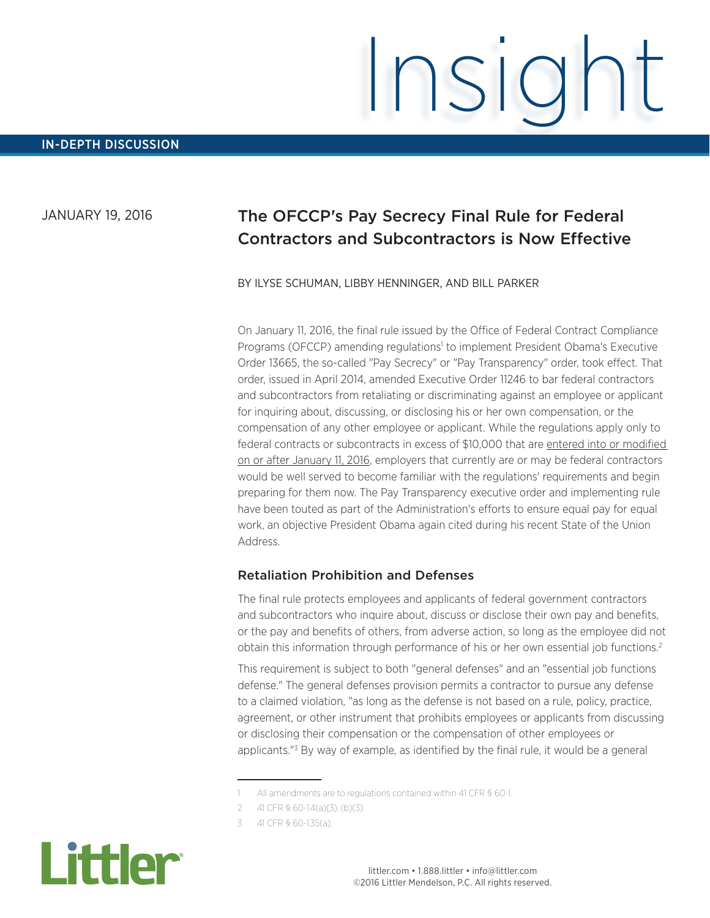Insight

IN-DEPTH DISCUSSION

JANUARY 19, 2016

# The OFCCP's Pay Secrecy Final Rule for Federal Contractors and Subcontractors is Now Effective

BY ILYSE SCHUMAN, LIBBY HENNINGER, AND BILL PARKER

On January 11, 2016, the final rule issued by the Office of Federal Contract Compliance Programs (OFCCP) amending regulations[1] to implement President Obama's Executive Order 13665, the so-called "Pay Secrecy" or "Pay Transparency" order, took effect. That order, issued in April 2014, amended Executive Order 11246 to bar federal contractors and subcontractors from retaliating or discriminating against an employee or applicant for inquiring about, discussing, or disclosing his or her own compensation, or the compensation of any other employee or applicant. While the regulations apply only to federal contracts or subcontracts in excess of $10,000 that are entered into or modified on or after January 11, 2016, employers that currently are or may be federal contractors would be well served to become familiar with the regulations' requirements and begin preparing for them now. The Pay Transparency executive order and implementing rule have been touted as part of the Administration's efforts to ensure equal pay for equal work, an objective President Obama again cited during his recent State of the Union Address.

## Retaliation Prohibition and Defenses

The final rule protects employees and applicants of federal government contractors and subcontractors who inquire about, discuss or disclose their own pay and benefits, or the pay and benefits of others, from adverse action, so long as the employee did not obtain this information through performance of his or her own essential job functions.[2]

This requirement is subject to both "general defenses" and an "essential job functions defense." The general defenses provision permits a contractor to pursue any defense to a claimed violation, "as long as the defense is not based on a rule, policy, practice, agreement, or other instrument that prohibits employees or applicants from discussing or disclosing their compensation or the compensation of other employees or applicants."[3] By way of example, as identified by the final rule, it would be a general

---

1 All amendments are to regulations contained within 41 CFR § 60-1.

2 41 CFR § 60-1.4(a)(3), (b)(3).

3 41 CFR § 60-1.35(a).

Littler

littler.com • 1.888.littler • info@littler.com
©2016 Littler Mendelson, P.C. All rights reserved.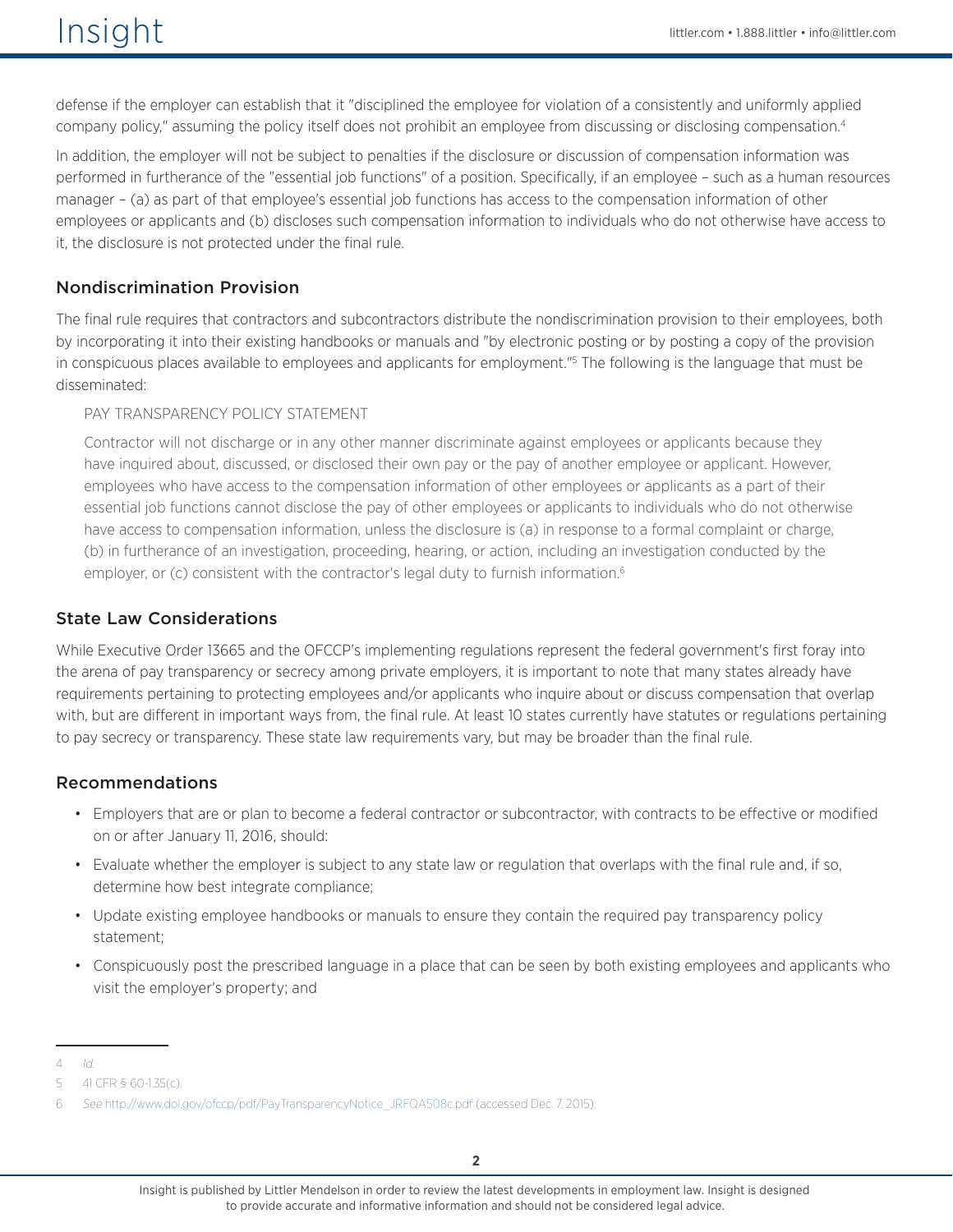defense if the employer can establish that it "disciplined the employee for violation of a consistently and uniformly applied company policy," assuming the policy itself does not prohibit an employee from discussing or disclosing compensation.[4]

In addition, the employer will not be subject to penalties if the disclosure or discussion of compensation information was performed in furtherance of the "essential job functions" of a position. Specifically, if an employee – such as a human resources manager – (a) as part of that employee's essential job functions has access to the compensation information of other employees or applicants and (b) discloses such compensation information to individuals who do not otherwise have access to it, the disclosure is not protected under the final rule.

## Nondiscrimination Provision

The final rule requires that contractors and subcontractors distribute the nondiscrimination provision to their employees, both by incorporating it into their existing handbooks or manuals and "by electronic posting or by posting a copy of the provision in conspicuous places available to employees and applicants for employment."[5] The following is the language that must be disseminated:

> PAY TRANSPARENCY POLICY STATEMENT
>
> Contractor will not discharge or in any other manner discriminate against employees or applicants because they have inquired about, discussed, or disclosed their own pay or the pay of another employee or applicant. However, employees who have access to the compensation information of other employees or applicants as a part of their essential job functions cannot disclose the pay of other employees or applicants to individuals who do not otherwise have access to compensation information, unless the disclosure is (a) in response to a formal complaint or charge, (b) in furtherance of an investigation, proceeding, hearing, or action, including an investigation conducted by the employer, or (c) consistent with the contractor's legal duty to furnish information.[6]

## State Law Considerations

While Executive Order 13665 and the OFCCP's implementing regulations represent the federal government's first foray into the arena of pay transparency or secrecy among private employers, it is important to note that many states already have requirements pertaining to protecting employees and/or applicants who inquire about or discuss compensation that overlap with, but are different in important ways from, the final rule. At least 10 states currently have statutes or regulations pertaining to pay secrecy or transparency. These state law requirements vary, but may be broader than the final rule.

## Recommendations

- Employers that are or plan to become a federal contractor or subcontractor, with contracts to be effective or modified on or after January 11, 2016, should:
- Evaluate whether the employer is subject to any state law or regulation that overlaps with the final rule and, if so, determine how best integrate compliance;
- Update existing employee handbooks or manuals to ensure they contain the required pay transparency policy statement;
- Conspicuously post the prescribed language in a place that can be seen by both existing employees and applicants who visit the employer's property; and

---

4 *Id.*

5 41 CFR § 60-1.35(c).

6 *See* http://www.dol.gov/ofccp/pdf/PayTransparencyNotice_JRFQA508c.pdf (accessed Dec. 7, 2015).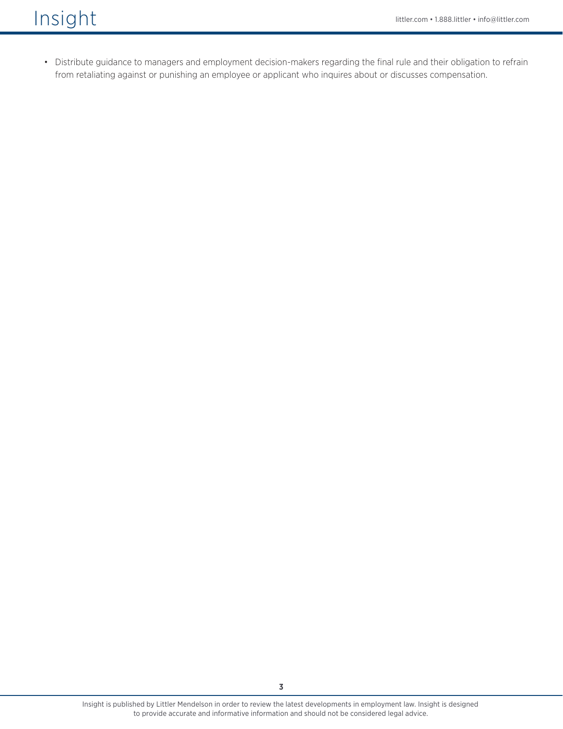- Distribute guidance to managers and employment decision-makers regarding the final rule and their obligation to refrain from retaliating against or punishing an employee or applicant who inquires about or discusses compensation.